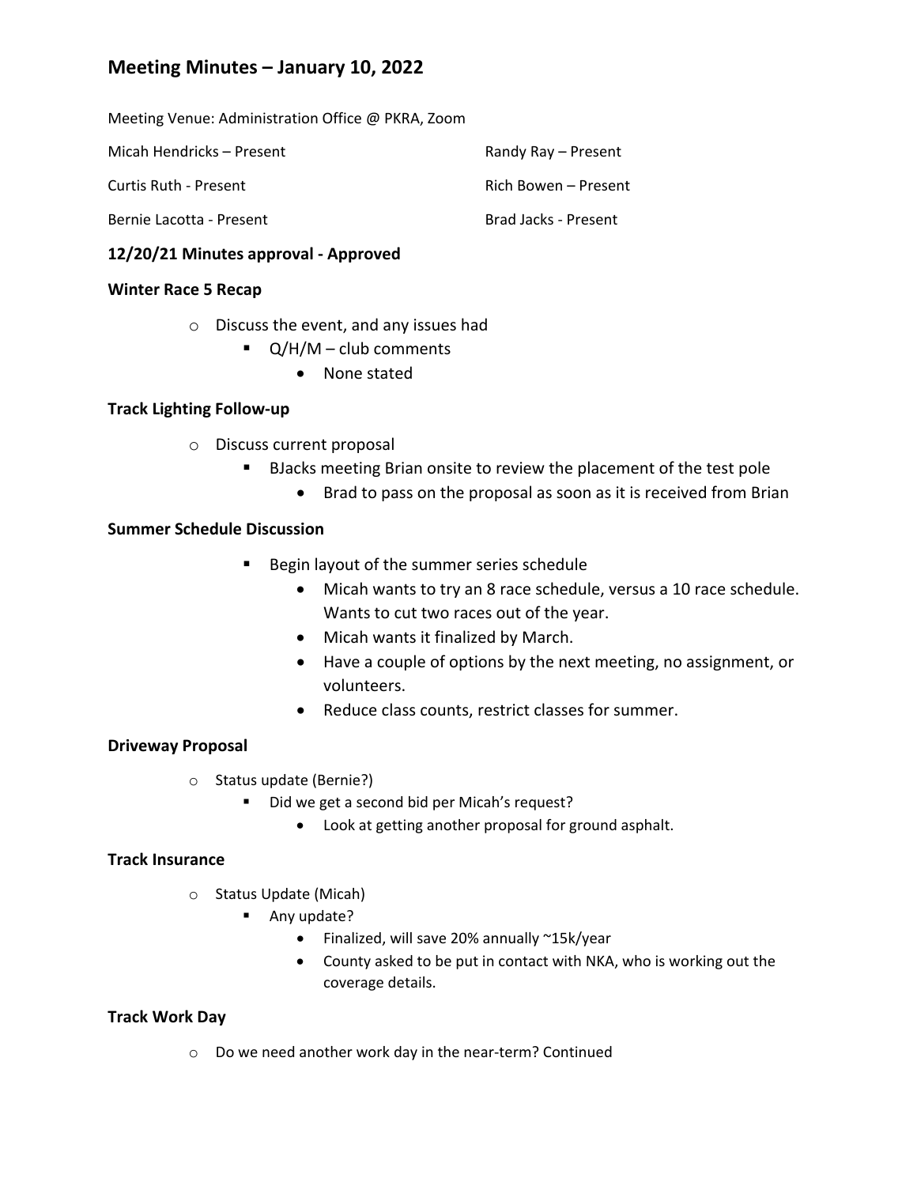# Meeting Minutes – January 10, 2022

Meeting Venue: Administration Office @ PKRA, Zoom

Micah Hendricks – Present

Randy Ray – Present

Curtis Ruth - Present

Rich Bowen – Present

Bernie Lacotta - Present

Brad Jacks - Present

**12/20/21 Minutes approval - Approved**

**Winter Race 5 Recap**

- Discuss the event, and any issues had
  - Q/H/M – club comments
    - None stated

**Track Lighting Follow-up**

- Discuss current proposal
  - BJacks meeting Brian onsite to review the placement of the test pole
    - Brad to pass on the proposal as soon as it is received from Brian

**Summer Schedule Discussion**

- Begin layout of the summer series schedule
  - Micah wants to try an 8 race schedule, versus a 10 race schedule. Wants to cut two races out of the year.
  - Micah wants it finalized by March.
  - Have a couple of options by the next meeting, no assignment, or volunteers.
  - Reduce class counts, restrict classes for summer.

**Driveway Proposal**

- Status update (Bernie?)
  - Did we get a second bid per Micah's request?
    - Look at getting another proposal for ground asphalt.

**Track Insurance**

- Status Update (Micah)
  - Any update?
    - Finalized, will save 20% annually ~15k/year
    - County asked to be put in contact with NKA, who is working out the coverage details.

**Track Work Day**

- Do we need another work day in the near-term? Continued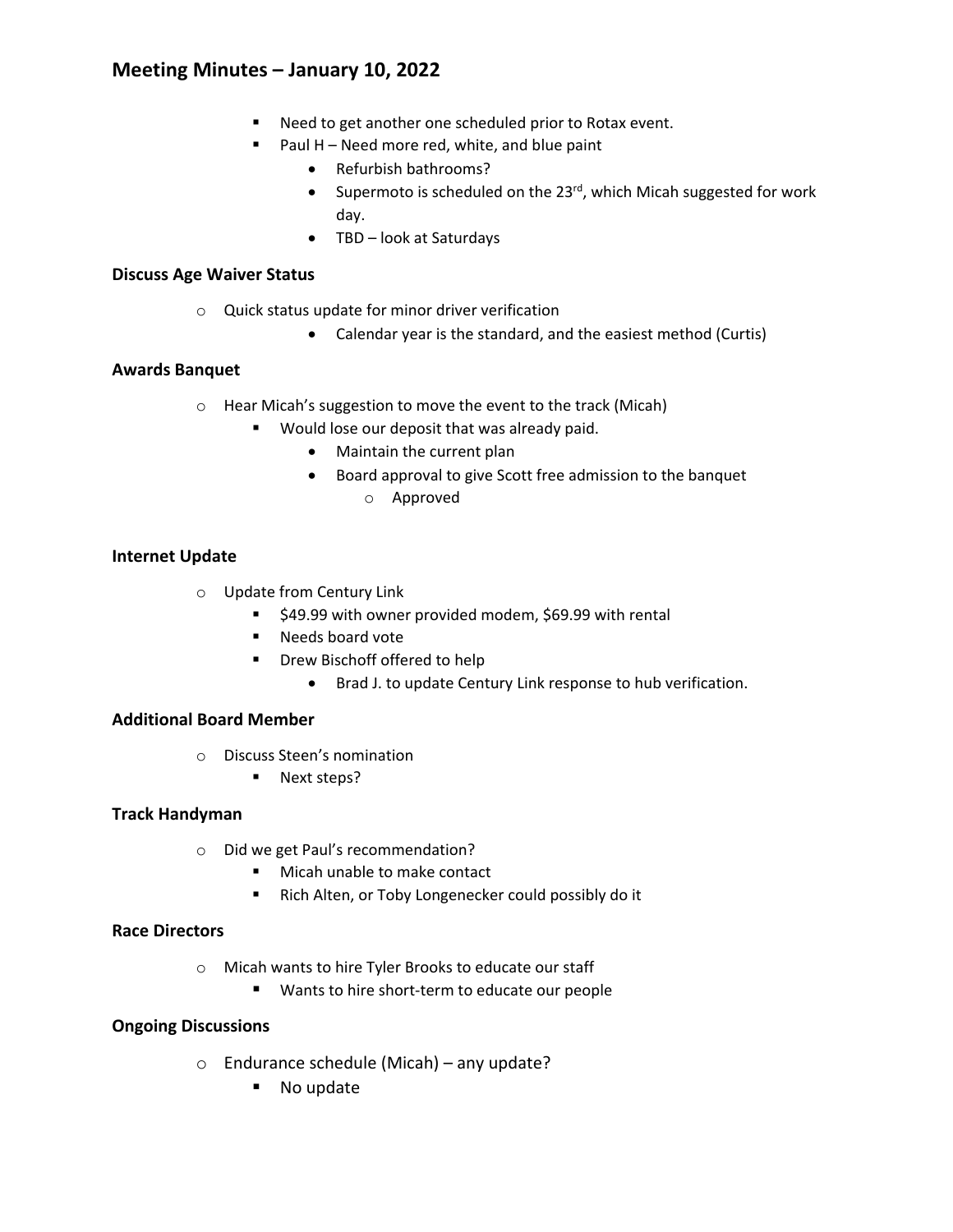# Meeting Minutes – January 10, 2022

- Need to get another one scheduled prior to Rotax event.
- Paul H – Need more red, white, and blue paint
  - Refurbish bathrooms?
  - Supermoto is scheduled on the 23rd, which Micah suggested for work day.
  - TBD – look at Saturdays

**Discuss Age Waiver Status**

- Quick status update for minor driver verification
  - Calendar year is the standard, and the easiest method (Curtis)

**Awards Banquet**

- Hear Micah's suggestion to move the event to the track (Micah)
  - Would lose our deposit that was already paid.
    - Maintain the current plan
    - Board approval to give Scott free admission to the banquet
      - Approved

**Internet Update**

- Update from Century Link
  - $49.99 with owner provided modem, $69.99 with rental
  - Needs board vote
  - Drew Bischoff offered to help
    - Brad J. to update Century Link response to hub verification.

**Additional Board Member**

- Discuss Steen's nomination
  - Next steps?

**Track Handyman**

- Did we get Paul's recommendation?
  - Micah unable to make contact
  - Rich Alten, or Toby Longenecker could possibly do it

**Race Directors**

- Micah wants to hire Tyler Brooks to educate our staff
  - Wants to hire short-term to educate our people

**Ongoing Discussions**

- Endurance schedule (Micah) – any update?
  - No update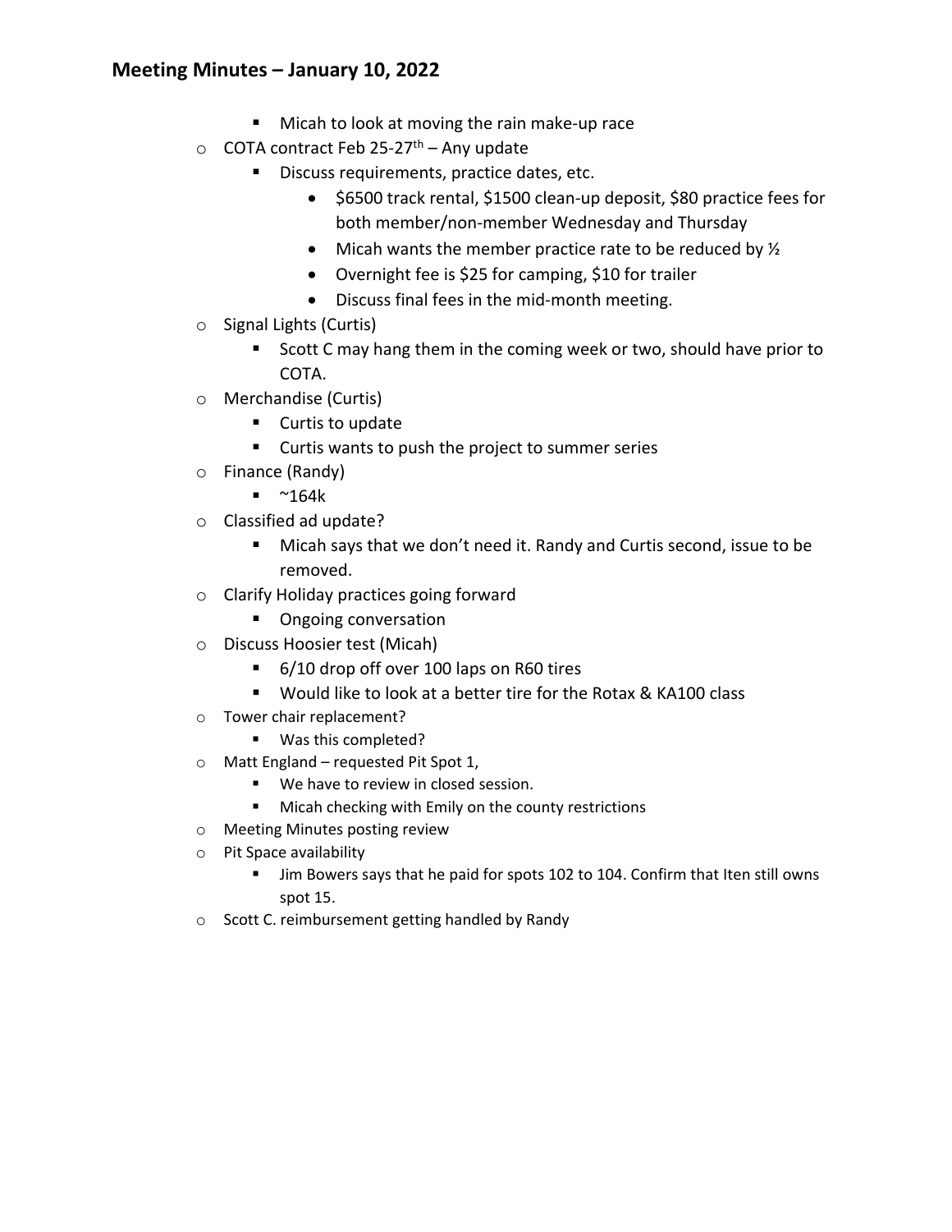# Meeting Minutes – January 10, 2022

        - Micah to look at moving the rain make-up race
    - COTA contract Feb 25-27th – Any update
        - Discuss requirements, practice dates, etc.
            - $6500 track rental, $1500 clean-up deposit, $80 practice fees for both member/non-member Wednesday and Thursday
            - Micah wants the member practice rate to be reduced by ½
            - Overnight fee is $25 for camping, $10 for trailer
            - Discuss final fees in the mid-month meeting.
    - Signal Lights (Curtis)
        - Scott C may hang them in the coming week or two, should have prior to COTA.
    - Merchandise (Curtis)
        - Curtis to update
        - Curtis wants to push the project to summer series
    - Finance (Randy)
        - ~164k
    - Classified ad update?
        - Micah says that we don't need it. Randy and Curtis second, issue to be removed.
    - Clarify Holiday practices going forward
        - Ongoing conversation
    - Discuss Hoosier test (Micah)
        - 6/10 drop off over 100 laps on R60 tires
        - Would like to look at a better tire for the Rotax & KA100 class
    - Tower chair replacement?
        - Was this completed?
    - Matt England – requested Pit Spot 1,
        - We have to review in closed session.
        - Micah checking with Emily on the county restrictions
    - Meeting Minutes posting review
    - Pit Space availability
        - Jim Bowers says that he paid for spots 102 to 104. Confirm that Iten still owns spot 15.
    - Scott C. reimbursement getting handled by Randy